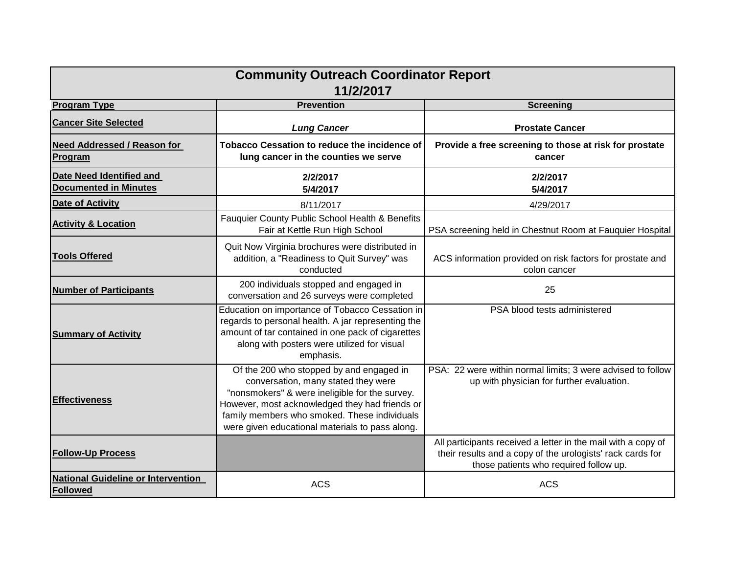# Community Outreach Coordinator Report

## 11/2/2017

| **Program Type** | **Prevention** | **Screening** |
|---|---|---|
| **Cancer Site Selected** | ***Lung Cancer*** | **Prostate Cancer** |
| **Need Addressed / Reason for Program** | **Tobacco Cessation to reduce the incidence of lung cancer in the counties we serve** | **Provide a free screening to those at risk for prostate cancer** |
| **Date Need Identified and Documented in Minutes** | **2/2/2017**<br>**5/4/2017** | **2/2/2017**<br>**5/4/2017** |
| **Date of Activity** | 8/11/2017 | 4/29/2017 |
| **Activity & Location** | Fauquier County Public School Health & Benefits Fair at Kettle Run High School | PSA screening held in Chestnut Room at Fauquier Hospital |
| **Tools Offered** | Quit Now Virginia brochures were distributed in addition, a "Readiness to Quit Survey" was conducted | ACS information provided on risk factors for prostate and colon cancer |
| **Number of Participants** | 200 individuals stopped and engaged in conversation and 26 surveys were completed | 25 |
| **Summary of Activity** | Education on importance of Tobacco Cessation in regards to personal health. A jar representing the amount of tar contained in one pack of cigarettes along with posters were utilized for visual emphasis. | PSA blood tests administered |
| **Effectiveness** | Of the 200 who stopped by and engaged in conversation, many stated they were "nonsmokers" & were ineligible for the survey. However, most acknowledged they had friends or family members who smoked. These individuals were given educational materials to pass along. | PSA: 22 were within normal limits; 3 were advised to follow up with physician for further evaluation. |
| **Follow-Up Process** | | All participants received a letter in the mail with a copy of their results and a copy of the urologists' rack cards for those patients who required follow up. |
| **National Guideline or Intervention Followed** | ACS | ACS |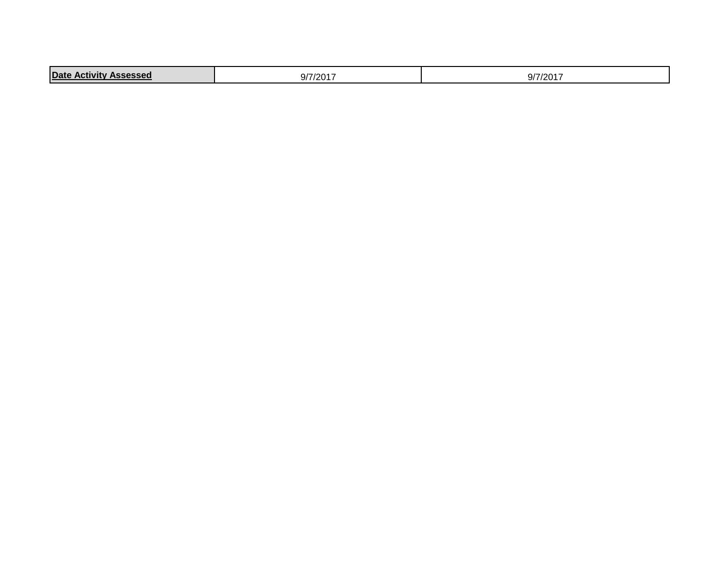| | | |
|---|---|---|
| **Date Activity Assessed** | 9/7/2017 | 9/7/2017 |